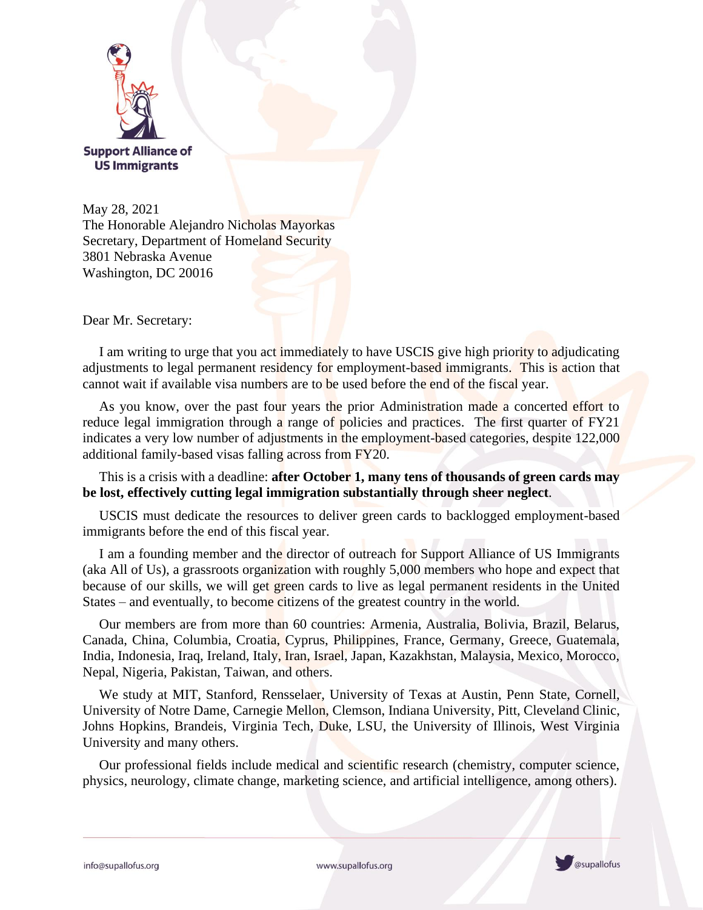**Support Alliance of US Immigrants**

May 28, 2021
The Honorable Alejandro Nicholas Mayorkas
Secretary, Department of Homeland Security
3801 Nebraska Avenue
Washington, DC 20016

Dear Mr. Secretary:

I am writing to urge that you act immediately to have USCIS give high priority to adjudicating adjustments to legal permanent residency for employment-based immigrants. This is action that cannot wait if available visa numbers are to be used before the end of the fiscal year.

As you know, over the past four years the prior Administration made a concerted effort to reduce legal immigration through a range of policies and practices. The first quarter of FY21 indicates a very low number of adjustments in the employment-based categories, despite 122,000 additional family-based visas falling across from FY20.

This is a crisis with a deadline: **after October 1, many tens of thousands of green cards may be lost, effectively cutting legal immigration substantially through sheer neglect**.

USCIS must dedicate the resources to deliver green cards to backlogged employment-based immigrants before the end of this fiscal year.

I am a founding member and the director of outreach for Support Alliance of US Immigrants (aka All of Us), a grassroots organization with roughly 5,000 members who hope and expect that because of our skills, we will get green cards to live as legal permanent residents in the United States – and eventually, to become citizens of the greatest country in the world.

Our members are from more than 60 countries: Armenia, Australia, Bolivia, Brazil, Belarus, Canada, China, Columbia, Croatia, Cyprus, Philippines, France, Germany, Greece, Guatemala, India, Indonesia, Iraq, Ireland, Italy, Iran, Israel, Japan, Kazakhstan, Malaysia, Mexico, Morocco, Nepal, Nigeria, Pakistan, Taiwan, and others.

We study at MIT, Stanford, Rensselaer, University of Texas at Austin, Penn State, Cornell, University of Notre Dame, Carnegie Mellon, Clemson, Indiana University, Pitt, Cleveland Clinic, Johns Hopkins, Brandeis, Virginia Tech, Duke, LSU, the University of Illinois, West Virginia University and many others.

Our professional fields include medical and scientific research (chemistry, computer science, physics, neurology, climate change, marketing science, and artificial intelligence, among others).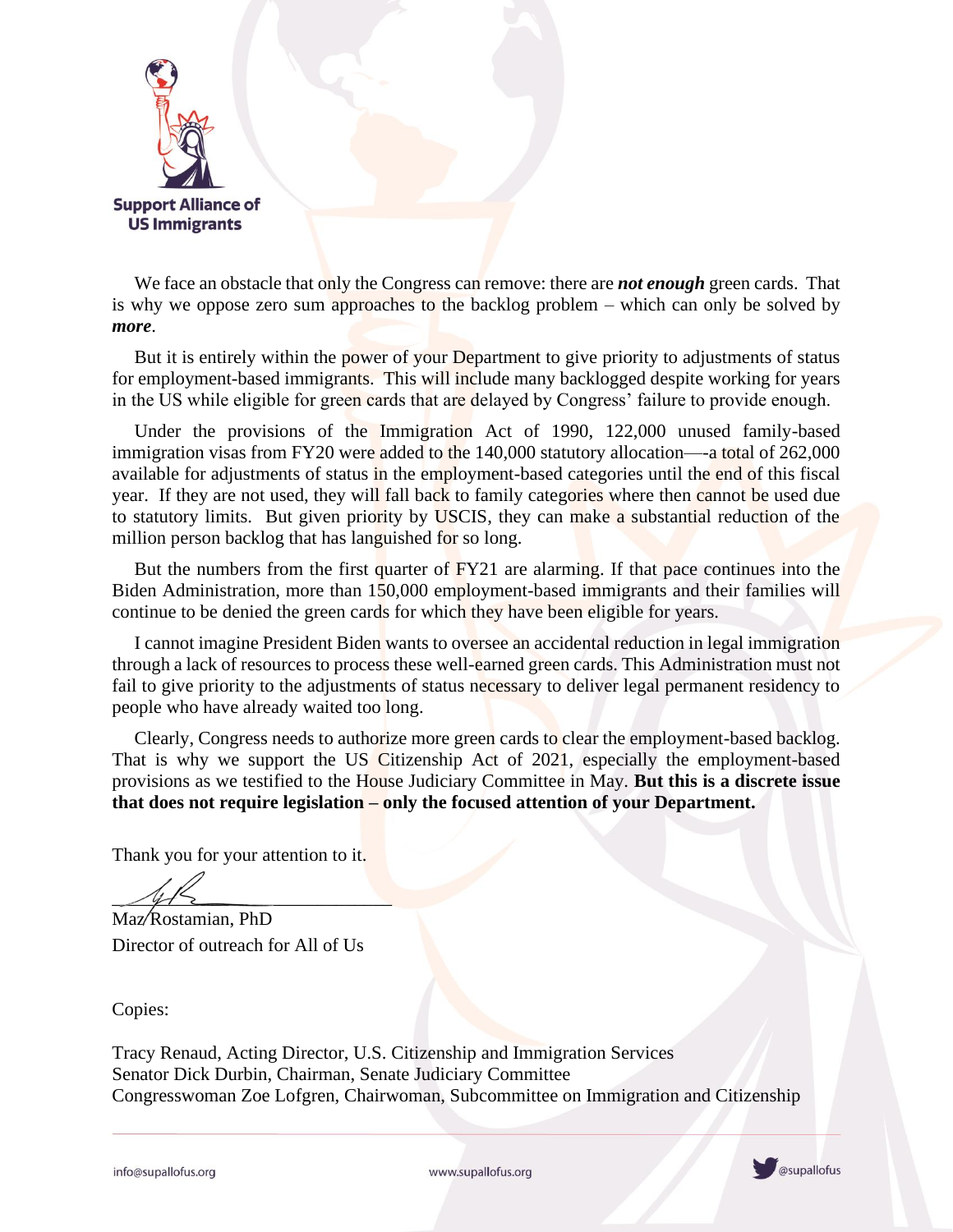Support Alliance of US Immigrants

We face an obstacle that only the Congress can remove: there are ***not enough*** green cards. That is why we oppose zero sum approaches to the backlog problem – which can only be solved by ***more***.

But it is entirely within the power of your Department to give priority to adjustments of status for employment-based immigrants. This will include many backlogged despite working for years in the US while eligible for green cards that are delayed by Congress' failure to provide enough.

Under the provisions of the Immigration Act of 1990, 122,000 unused family-based immigration visas from FY20 were added to the 140,000 statutory allocation—-a total of 262,000 available for adjustments of status in the employment-based categories until the end of this fiscal year. If they are not used, they will fall back to family categories where then cannot be used due to statutory limits. But given priority by USCIS, they can make a substantial reduction of the million person backlog that has languished for so long.

But the numbers from the first quarter of FY21 are alarming. If that pace continues into the Biden Administration, more than 150,000 employment-based immigrants and their families will continue to be denied the green cards for which they have been eligible for years.

I cannot imagine President Biden wants to oversee an accidental reduction in legal immigration through a lack of resources to process these well-earned green cards. This Administration must not fail to give priority to the adjustments of status necessary to deliver legal permanent residency to people who have already waited too long.

Clearly, Congress needs to authorize more green cards to clear the employment-based backlog. That is why we support the US Citizenship Act of 2021, especially the employment-based provisions as we testified to the House Judiciary Committee in May. **But this is a discrete issue that does not require legislation – only the focused attention of your Department.**

Thank you for your attention to it.

Maz Rostamian, PhD
Director of outreach for All of Us

Copies:

Tracy Renaud, Acting Director, U.S. Citizenship and Immigration Services
Senator Dick Durbin, Chairman, Senate Judiciary Committee
Congresswoman Zoe Lofgren, Chairwoman, Subcommittee on Immigration and Citizenship

info@supallofus.org www.supallofus.org @supallofus